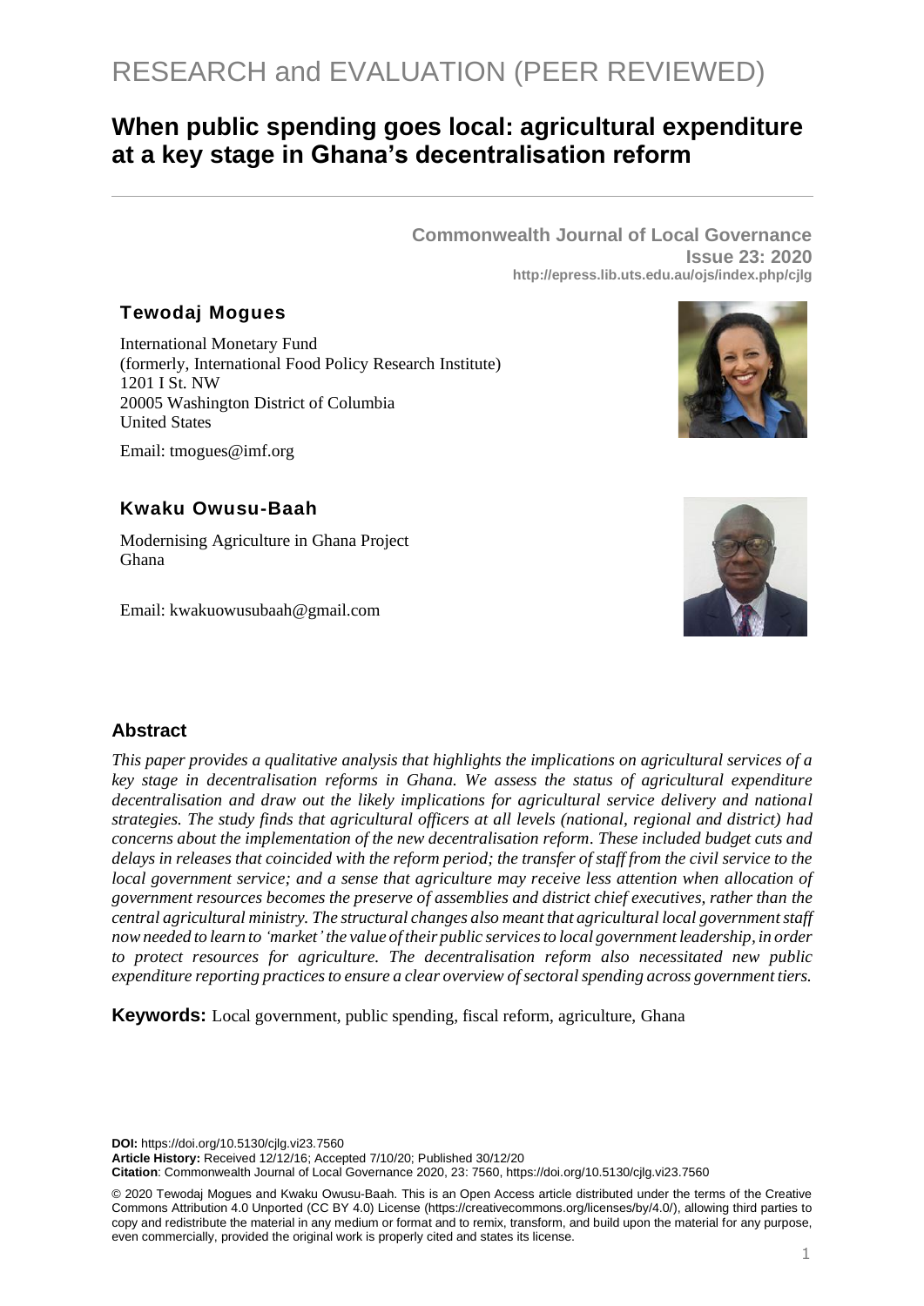RESEARCH and EVALUATION (PEER REVIEWED)

# When public spending goes local: agricultural expenditure at a key stage in Ghana's decentralisation reform

**Commonwealth Journal of Local Governance**
**Issue 23: 2020**
**http://epress.lib.uts.edu.au/ojs/index.php/cjlg**

### Tewodaj Mogues

International Monetary Fund
(formerly, International Food Policy Research Institute)
1201 I St. NW
20005 Washington District of Columbia
United States

Email: tmogues@imf.org

### Kwaku Owusu-Baah

Modernising Agriculture in Ghana Project
Ghana

Email: kwakuowusubaah@gmail.com

## Abstract

*This paper provides a qualitative analysis that highlights the implications on agricultural services of a key stage in decentralisation reforms in Ghana. We assess the status of agricultural expenditure decentralisation and draw out the likely implications for agricultural service delivery and national strategies. The study finds that agricultural officers at all levels (national, regional and district) had concerns about the implementation of the new decentralisation reform. These included budget cuts and delays in releases that coincided with the reform period; the transfer of staff from the civil service to the local government service; and a sense that agriculture may receive less attention when allocation of government resources becomes the preserve of assemblies and district chief executives, rather than the central agricultural ministry. The structural changes also meant that agricultural local government staff now needed to learn to 'market' the value of their public services to local government leadership, in order to protect resources for agriculture. The decentralisation reform also necessitated new public expenditure reporting practices to ensure a clear overview of sectoral spending across government tiers.*

**Keywords:** Local government, public spending, fiscal reform, agriculture, Ghana

**DOI:** https://doi.org/10.5130/cjlg.vi23.7560
**Article History:** Received 12/12/16; Accepted 7/10/20; Published 30/12/20
**Citation**: Commonwealth Journal of Local Governance 2020, 23: 7560, https://doi.org/10.5130/cjlg.vi23.7560

© 2020 Tewodaj Mogues and Kwaku Owusu-Baah. This is an Open Access article distributed under the terms of the Creative Commons Attribution 4.0 Unported (CC BY 4.0) License (https://creativecommons.org/licenses/by/4.0/), allowing third parties to copy and redistribute the material in any medium or format and to remix, transform, and build upon the material for any purpose, even commercially, provided the original work is properly cited and states its license.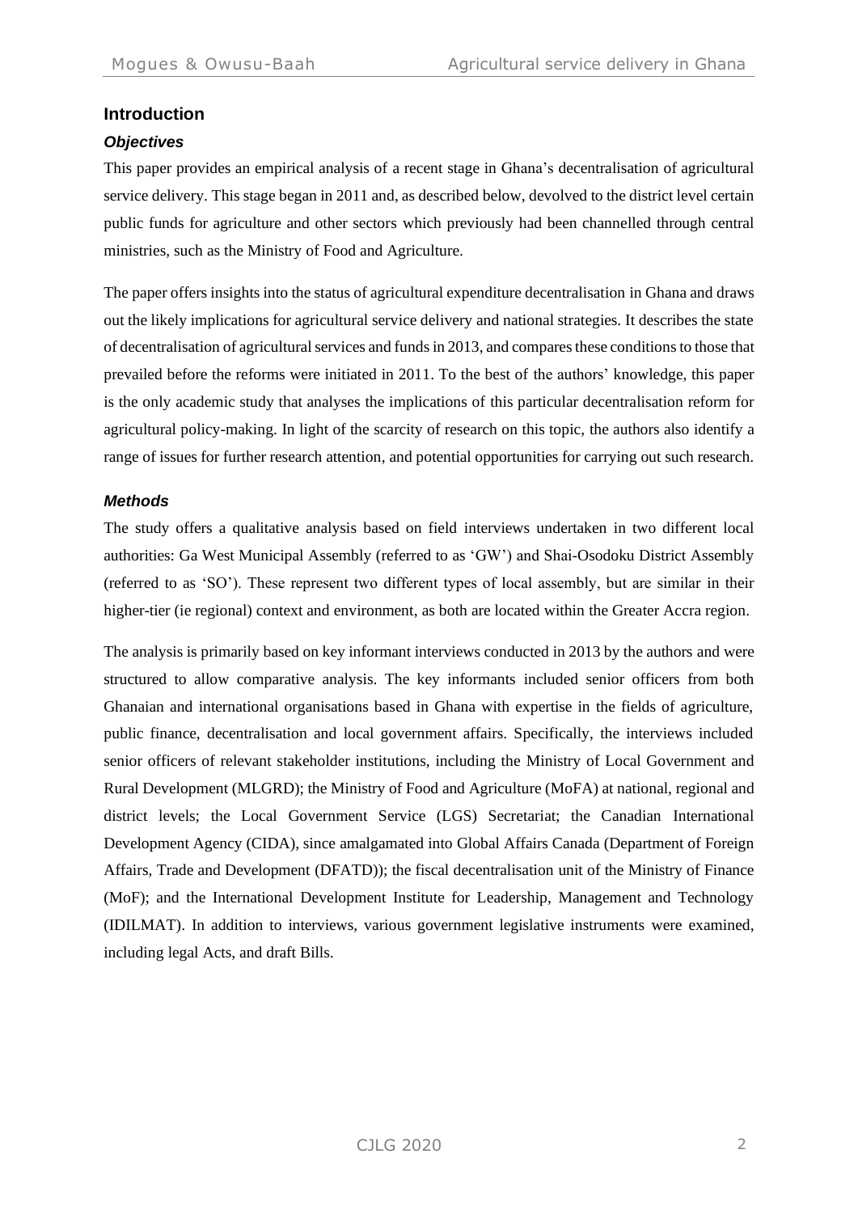## Introduction

### *Objectives*

This paper provides an empirical analysis of a recent stage in Ghana's decentralisation of agricultural service delivery. This stage began in 2011 and, as described below, devolved to the district level certain public funds for agriculture and other sectors which previously had been channelled through central ministries, such as the Ministry of Food and Agriculture.

The paper offers insights into the status of agricultural expenditure decentralisation in Ghana and draws out the likely implications for agricultural service delivery and national strategies. It describes the state of decentralisation of agricultural services and funds in 2013, and compares these conditions to those that prevailed before the reforms were initiated in 2011. To the best of the authors' knowledge, this paper is the only academic study that analyses the implications of this particular decentralisation reform for agricultural policy-making. In light of the scarcity of research on this topic, the authors also identify a range of issues for further research attention, and potential opportunities for carrying out such research.

### *Methods*

The study offers a qualitative analysis based on field interviews undertaken in two different local authorities: Ga West Municipal Assembly (referred to as 'GW') and Shai-Osodoku District Assembly (referred to as 'SO'). These represent two different types of local assembly, but are similar in their higher-tier (ie regional) context and environment, as both are located within the Greater Accra region.

The analysis is primarily based on key informant interviews conducted in 2013 by the authors and were structured to allow comparative analysis. The key informants included senior officers from both Ghanaian and international organisations based in Ghana with expertise in the fields of agriculture, public finance, decentralisation and local government affairs. Specifically, the interviews included senior officers of relevant stakeholder institutions, including the Ministry of Local Government and Rural Development (MLGRD); the Ministry of Food and Agriculture (MoFA) at national, regional and district levels; the Local Government Service (LGS) Secretariat; the Canadian International Development Agency (CIDA), since amalgamated into Global Affairs Canada (Department of Foreign Affairs, Trade and Development (DFATD)); the fiscal decentralisation unit of the Ministry of Finance (MoF); and the International Development Institute for Leadership, Management and Technology (IDILMAT). In addition to interviews, various government legislative instruments were examined, including legal Acts, and draft Bills.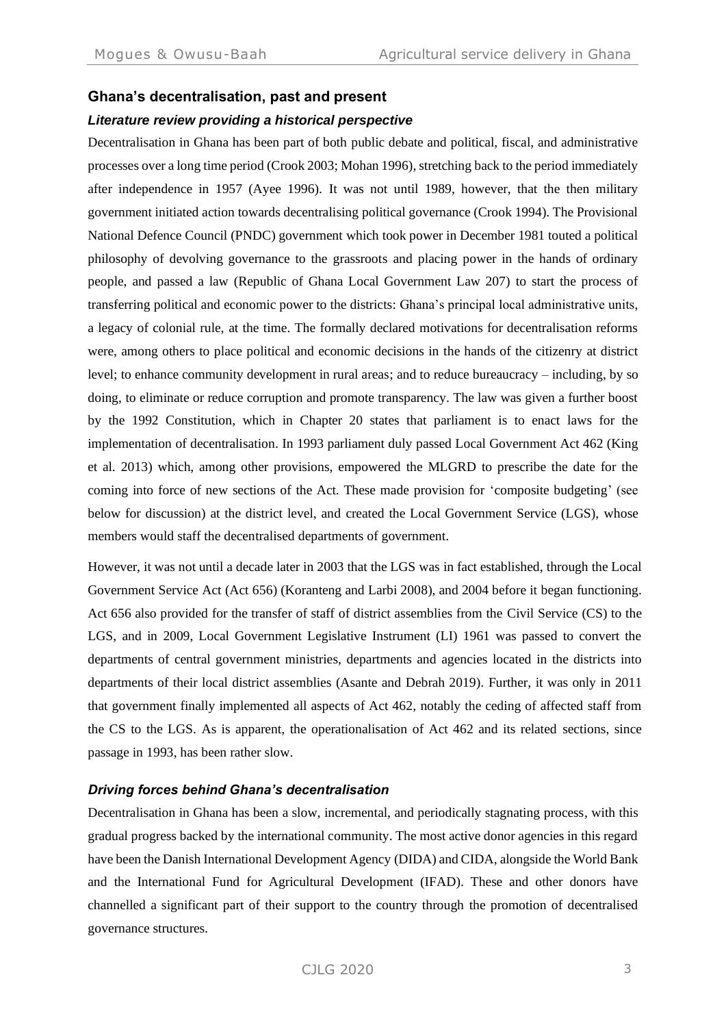## Ghana's decentralisation, past and present

### *Literature review providing a historical perspective*

Decentralisation in Ghana has been part of both public debate and political, fiscal, and administrative processes over a long time period (Crook 2003; Mohan 1996), stretching back to the period immediately after independence in 1957 (Ayee 1996). It was not until 1989, however, that the then military government initiated action towards decentralising political governance (Crook 1994). The Provisional National Defence Council (PNDC) government which took power in December 1981 touted a political philosophy of devolving governance to the grassroots and placing power in the hands of ordinary people, and passed a law (Republic of Ghana Local Government Law 207) to start the process of transferring political and economic power to the districts: Ghana's principal local administrative units, a legacy of colonial rule, at the time. The formally declared motivations for decentralisation reforms were, among others to place political and economic decisions in the hands of the citizenry at district level; to enhance community development in rural areas; and to reduce bureaucracy – including, by so doing, to eliminate or reduce corruption and promote transparency. The law was given a further boost by the 1992 Constitution, which in Chapter 20 states that parliament is to enact laws for the implementation of decentralisation. In 1993 parliament duly passed Local Government Act 462 (King et al. 2013) which, among other provisions, empowered the MLGRD to prescribe the date for the coming into force of new sections of the Act. These made provision for 'composite budgeting' (see below for discussion) at the district level, and created the Local Government Service (LGS), whose members would staff the decentralised departments of government.

However, it was not until a decade later in 2003 that the LGS was in fact established, through the Local Government Service Act (Act 656) (Koranteng and Larbi 2008), and 2004 before it began functioning. Act 656 also provided for the transfer of staff of district assemblies from the Civil Service (CS) to the LGS, and in 2009, Local Government Legislative Instrument (LI) 1961 was passed to convert the departments of central government ministries, departments and agencies located in the districts into departments of their local district assemblies (Asante and Debrah 2019). Further, it was only in 2011 that government finally implemented all aspects of Act 462, notably the ceding of affected staff from the CS to the LGS. As is apparent, the operationalisation of Act 462 and its related sections, since passage in 1993, has been rather slow.

### *Driving forces behind Ghana's decentralisation*

Decentralisation in Ghana has been a slow, incremental, and periodically stagnating process, with this gradual progress backed by the international community. The most active donor agencies in this regard have been the Danish International Development Agency (DIDA) and CIDA, alongside the World Bank and the International Fund for Agricultural Development (IFAD). These and other donors have channelled a significant part of their support to the country through the promotion of decentralised governance structures.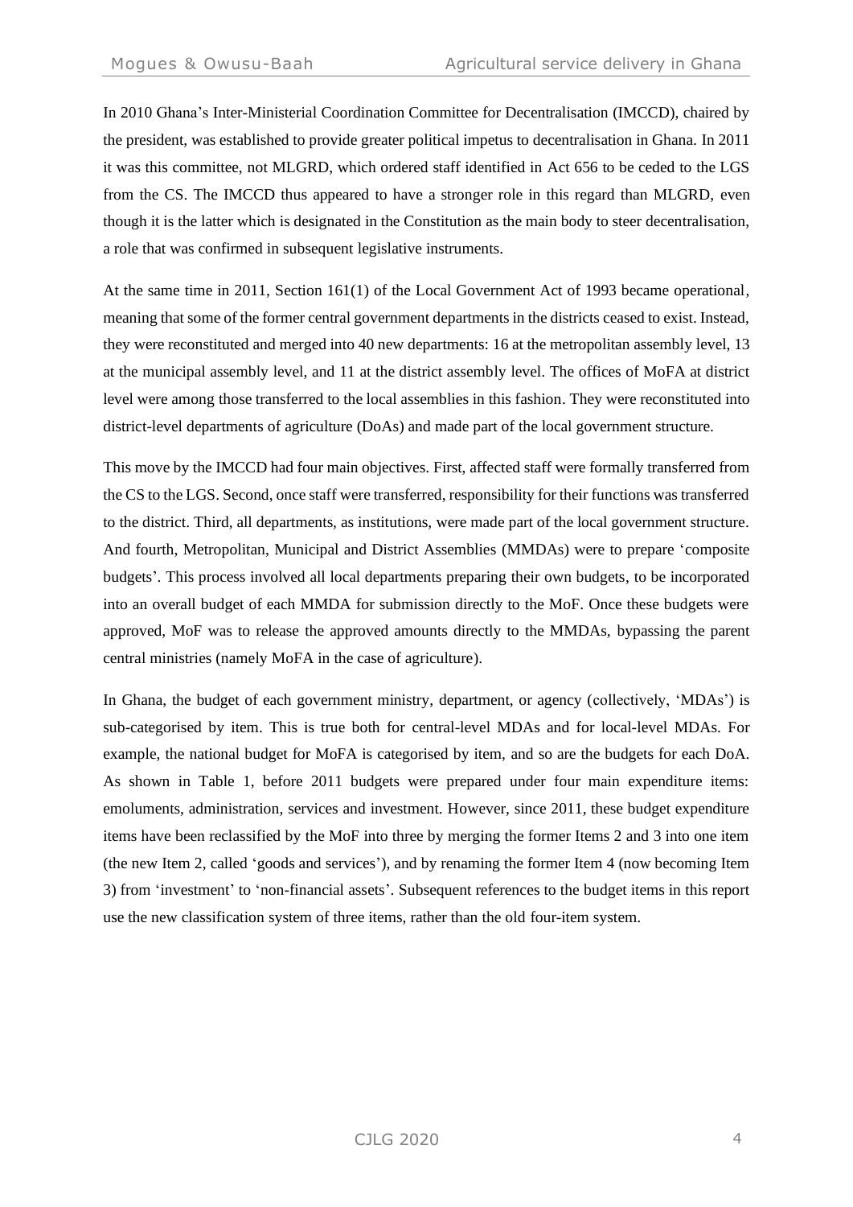In 2010 Ghana's Inter-Ministerial Coordination Committee for Decentralisation (IMCCD), chaired by the president, was established to provide greater political impetus to decentralisation in Ghana. In 2011 it was this committee, not MLGRD, which ordered staff identified in Act 656 to be ceded to the LGS from the CS. The IMCCD thus appeared to have a stronger role in this regard than MLGRD, even though it is the latter which is designated in the Constitution as the main body to steer decentralisation, a role that was confirmed in subsequent legislative instruments.

At the same time in 2011, Section 161(1) of the Local Government Act of 1993 became operational, meaning that some of the former central government departments in the districts ceased to exist. Instead, they were reconstituted and merged into 40 new departments: 16 at the metropolitan assembly level, 13 at the municipal assembly level, and 11 at the district assembly level. The offices of MoFA at district level were among those transferred to the local assemblies in this fashion. They were reconstituted into district-level departments of agriculture (DoAs) and made part of the local government structure.

This move by the IMCCD had four main objectives. First, affected staff were formally transferred from the CS to the LGS. Second, once staff were transferred, responsibility for their functions was transferred to the district. Third, all departments, as institutions, were made part of the local government structure. And fourth, Metropolitan, Municipal and District Assemblies (MMDAs) were to prepare 'composite budgets'. This process involved all local departments preparing their own budgets, to be incorporated into an overall budget of each MMDA for submission directly to the MoF. Once these budgets were approved, MoF was to release the approved amounts directly to the MMDAs, bypassing the parent central ministries (namely MoFA in the case of agriculture).

In Ghana, the budget of each government ministry, department, or agency (collectively, 'MDAs') is sub-categorised by item. This is true both for central-level MDAs and for local-level MDAs. For example, the national budget for MoFA is categorised by item, and so are the budgets for each DoA. As shown in Table 1, before 2011 budgets were prepared under four main expenditure items: emoluments, administration, services and investment. However, since 2011, these budget expenditure items have been reclassified by the MoF into three by merging the former Items 2 and 3 into one item (the new Item 2, called 'goods and services'), and by renaming the former Item 4 (now becoming Item 3) from 'investment' to 'non-financial assets'. Subsequent references to the budget items in this report use the new classification system of three items, rather than the old four-item system.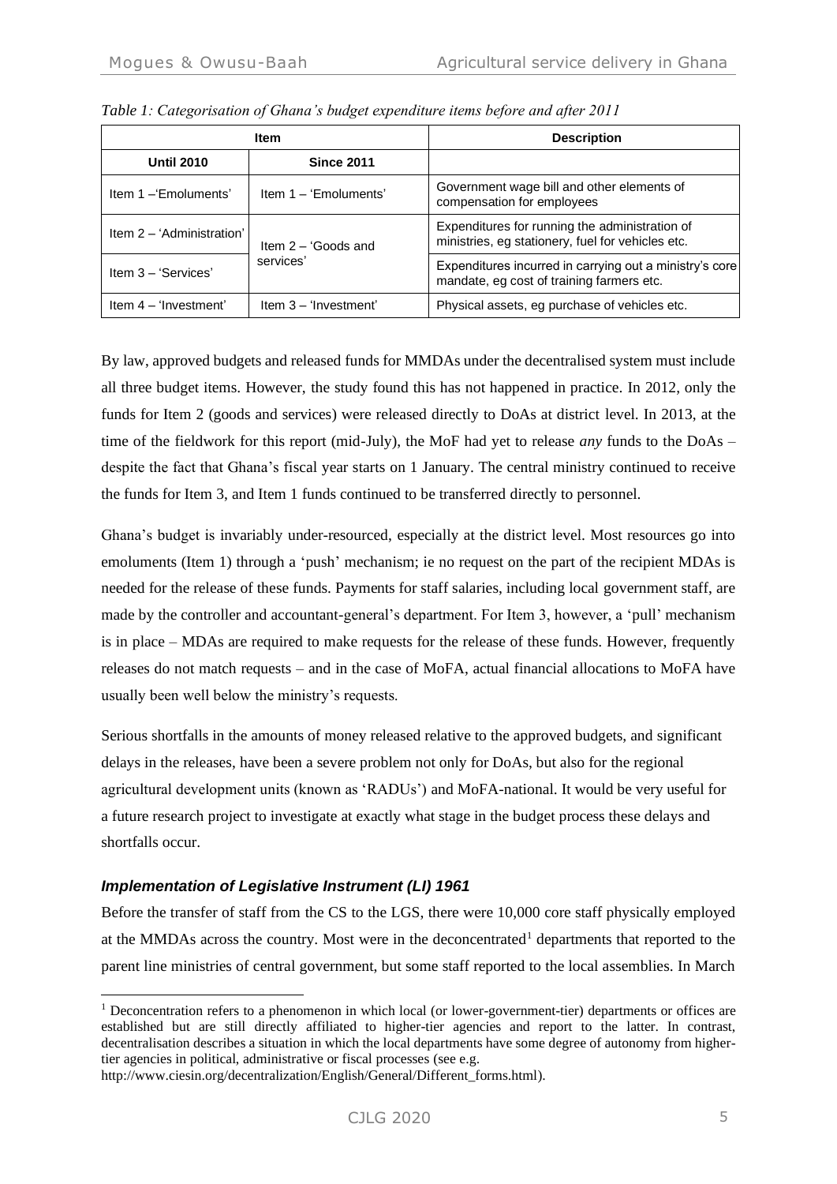*Table 1: Categorisation of Ghana's budget expenditure items before and after 2011*

| Item | | Description |
|---|---|---|
| **Until 2010** | **Since 2011** | |
| Item 1 –'Emoluments' | Item 1 – 'Emoluments' | Government wage bill and other elements of compensation for employees |
| Item 2 – 'Administration' | Item 2 – 'Goods and services' | Expenditures for running the administration of ministries, eg stationery, fuel for vehicles etc. |
| Item 3 – 'Services' | | Expenditures incurred in carrying out a ministry's core mandate, eg cost of training farmers etc. |
| Item 4 – 'Investment' | Item 3 – 'Investment' | Physical assets, eg purchase of vehicles etc. |

By law, approved budgets and released funds for MMDAs under the decentralised system must include all three budget items. However, the study found this has not happened in practice. In 2012, only the funds for Item 2 (goods and services) were released directly to DoAs at district level. In 2013, at the time of the fieldwork for this report (mid-July), the MoF had yet to release *any* funds to the DoAs – despite the fact that Ghana's fiscal year starts on 1 January. The central ministry continued to receive the funds for Item 3, and Item 1 funds continued to be transferred directly to personnel.

Ghana's budget is invariably under-resourced, especially at the district level. Most resources go into emoluments (Item 1) through a 'push' mechanism; ie no request on the part of the recipient MDAs is needed for the release of these funds. Payments for staff salaries, including local government staff, are made by the controller and accountant-general's department. For Item 3, however, a 'pull' mechanism is in place – MDAs are required to make requests for the release of these funds. However, frequently releases do not match requests – and in the case of MoFA, actual financial allocations to MoFA have usually been well below the ministry's requests.

Serious shortfalls in the amounts of money released relative to the approved budgets, and significant delays in the releases, have been a severe problem not only for DoAs, but also for the regional agricultural development units (known as 'RADUs') and MoFA-national. It would be very useful for a future research project to investigate at exactly what stage in the budget process these delays and shortfalls occur.

### *Implementation of Legislative Instrument (LI) 1961*

Before the transfer of staff from the CS to the LGS, there were 10,000 core staff physically employed at the MMDAs across the country. Most were in the deconcentrated[1] departments that reported to the parent line ministries of central government, but some staff reported to the local assemblies. In March

[1] Deconcentration refers to a phenomenon in which local (or lower-government-tier) departments or offices are established but are still directly affiliated to higher-tier agencies and report to the latter. In contrast, decentralisation describes a situation in which the local departments have some degree of autonomy from higher-tier agencies in political, administrative or fiscal processes (see e.g. http://www.ciesin.org/decentralization/English/General/Different_forms.html).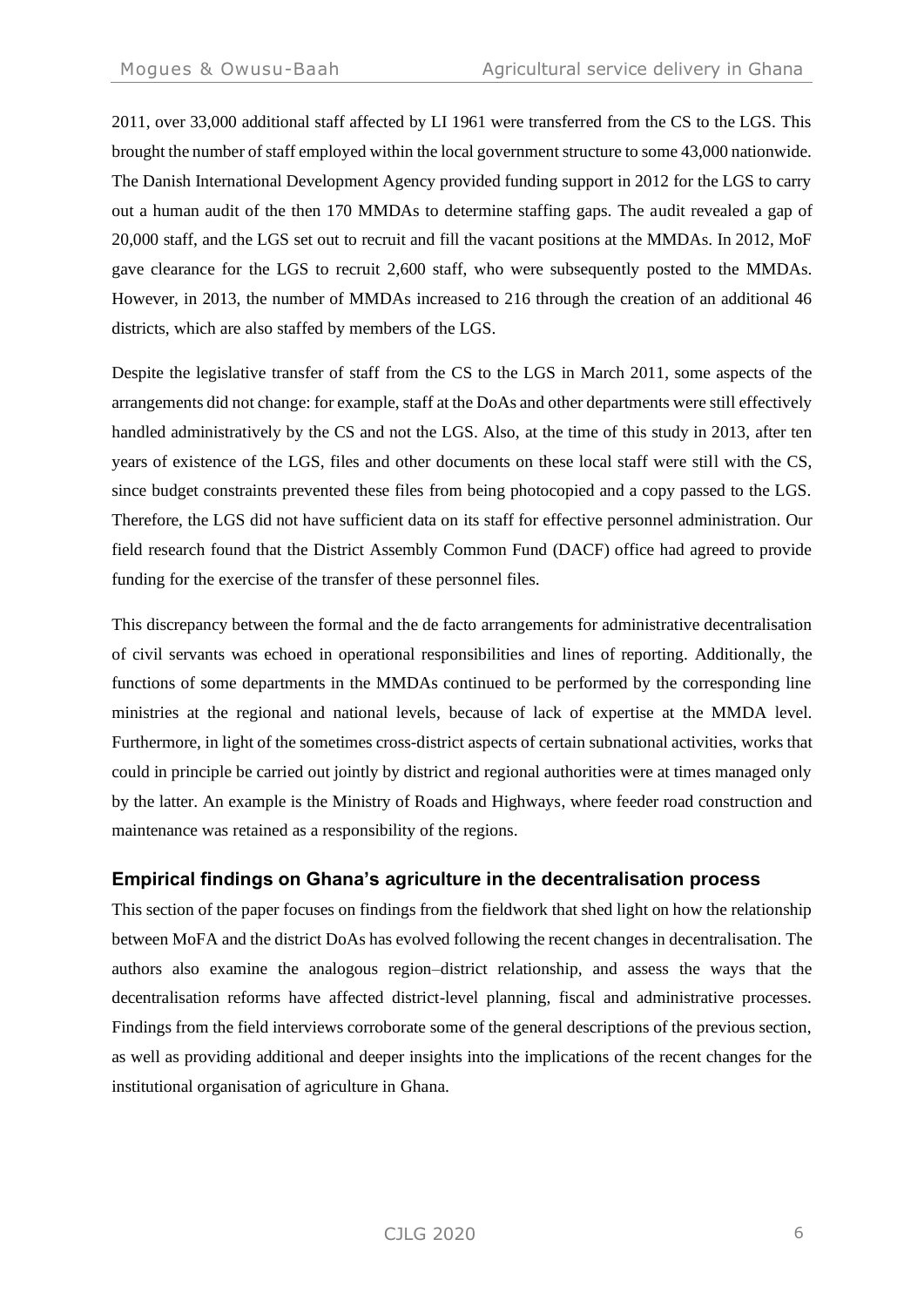2011, over 33,000 additional staff affected by LI 1961 were transferred from the CS to the LGS. This brought the number of staff employed within the local government structure to some 43,000 nationwide. The Danish International Development Agency provided funding support in 2012 for the LGS to carry out a human audit of the then 170 MMDAs to determine staffing gaps. The audit revealed a gap of 20,000 staff, and the LGS set out to recruit and fill the vacant positions at the MMDAs. In 2012, MoF gave clearance for the LGS to recruit 2,600 staff, who were subsequently posted to the MMDAs. However, in 2013, the number of MMDAs increased to 216 through the creation of an additional 46 districts, which are also staffed by members of the LGS.

Despite the legislative transfer of staff from the CS to the LGS in March 2011, some aspects of the arrangements did not change: for example, staff at the DoAs and other departments were still effectively handled administratively by the CS and not the LGS. Also, at the time of this study in 2013, after ten years of existence of the LGS, files and other documents on these local staff were still with the CS, since budget constraints prevented these files from being photocopied and a copy passed to the LGS. Therefore, the LGS did not have sufficient data on its staff for effective personnel administration. Our field research found that the District Assembly Common Fund (DACF) office had agreed to provide funding for the exercise of the transfer of these personnel files.

This discrepancy between the formal and the de facto arrangements for administrative decentralisation of civil servants was echoed in operational responsibilities and lines of reporting. Additionally, the functions of some departments in the MMDAs continued to be performed by the corresponding line ministries at the regional and national levels, because of lack of expertise at the MMDA level. Furthermore, in light of the sometimes cross-district aspects of certain subnational activities, works that could in principle be carried out jointly by district and regional authorities were at times managed only by the latter. An example is the Ministry of Roads and Highways, where feeder road construction and maintenance was retained as a responsibility of the regions.

## Empirical findings on Ghana's agriculture in the decentralisation process

This section of the paper focuses on findings from the fieldwork that shed light on how the relationship between MoFA and the district DoAs has evolved following the recent changes in decentralisation. The authors also examine the analogous region–district relationship, and assess the ways that the decentralisation reforms have affected district-level planning, fiscal and administrative processes. Findings from the field interviews corroborate some of the general descriptions of the previous section, as well as providing additional and deeper insights into the implications of the recent changes for the institutional organisation of agriculture in Ghana.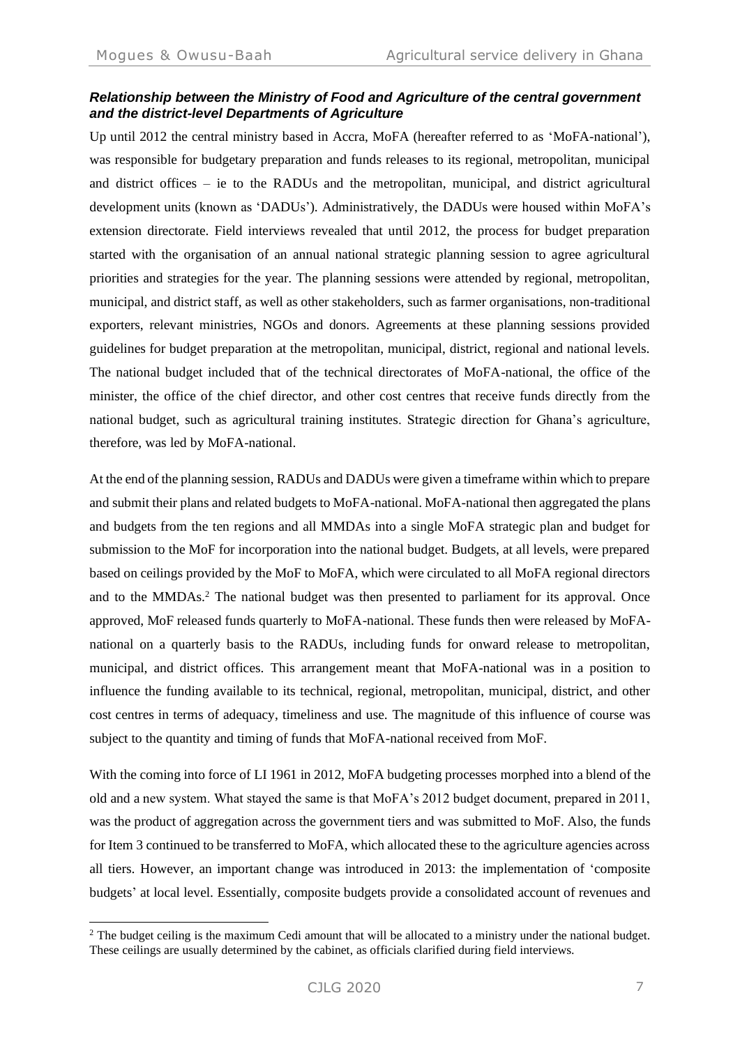***Relationship between the Ministry of Food and Agriculture of the central government and the district-level Departments of Agriculture***

Up until 2012 the central ministry based in Accra, MoFA (hereafter referred to as 'MoFA-national'), was responsible for budgetary preparation and funds releases to its regional, metropolitan, municipal and district offices – ie to the RADUs and the metropolitan, municipal, and district agricultural development units (known as 'DADUs'). Administratively, the DADUs were housed within MoFA's extension directorate. Field interviews revealed that until 2012, the process for budget preparation started with the organisation of an annual national strategic planning session to agree agricultural priorities and strategies for the year. The planning sessions were attended by regional, metropolitan, municipal, and district staff, as well as other stakeholders, such as farmer organisations, non-traditional exporters, relevant ministries, NGOs and donors. Agreements at these planning sessions provided guidelines for budget preparation at the metropolitan, municipal, district, regional and national levels. The national budget included that of the technical directorates of MoFA-national, the office of the minister, the office of the chief director, and other cost centres that receive funds directly from the national budget, such as agricultural training institutes. Strategic direction for Ghana's agriculture, therefore, was led by MoFA-national.

At the end of the planning session, RADUs and DADUs were given a timeframe within which to prepare and submit their plans and related budgets to MoFA-national. MoFA-national then aggregated the plans and budgets from the ten regions and all MMDAs into a single MoFA strategic plan and budget for submission to the MoF for incorporation into the national budget. Budgets, at all levels, were prepared based on ceilings provided by the MoF to MoFA, which were circulated to all MoFA regional directors and to the MMDAs.[2] The national budget was then presented to parliament for its approval. Once approved, MoF released funds quarterly to MoFA-national. These funds then were released by MoFA-national on a quarterly basis to the RADUs, including funds for onward release to metropolitan, municipal, and district offices. This arrangement meant that MoFA-national was in a position to influence the funding available to its technical, regional, metropolitan, municipal, district, and other cost centres in terms of adequacy, timeliness and use. The magnitude of this influence of course was subject to the quantity and timing of funds that MoFA-national received from MoF.

With the coming into force of LI 1961 in 2012, MoFA budgeting processes morphed into a blend of the old and a new system. What stayed the same is that MoFA's 2012 budget document, prepared in 2011, was the product of aggregation across the government tiers and was submitted to MoF. Also, the funds for Item 3 continued to be transferred to MoFA, which allocated these to the agriculture agencies across all tiers. However, an important change was introduced in 2013: the implementation of 'composite budgets' at local level. Essentially, composite budgets provide a consolidated account of revenues and

[2] The budget ceiling is the maximum Cedi amount that will be allocated to a ministry under the national budget. These ceilings are usually determined by the cabinet, as officials clarified during field interviews.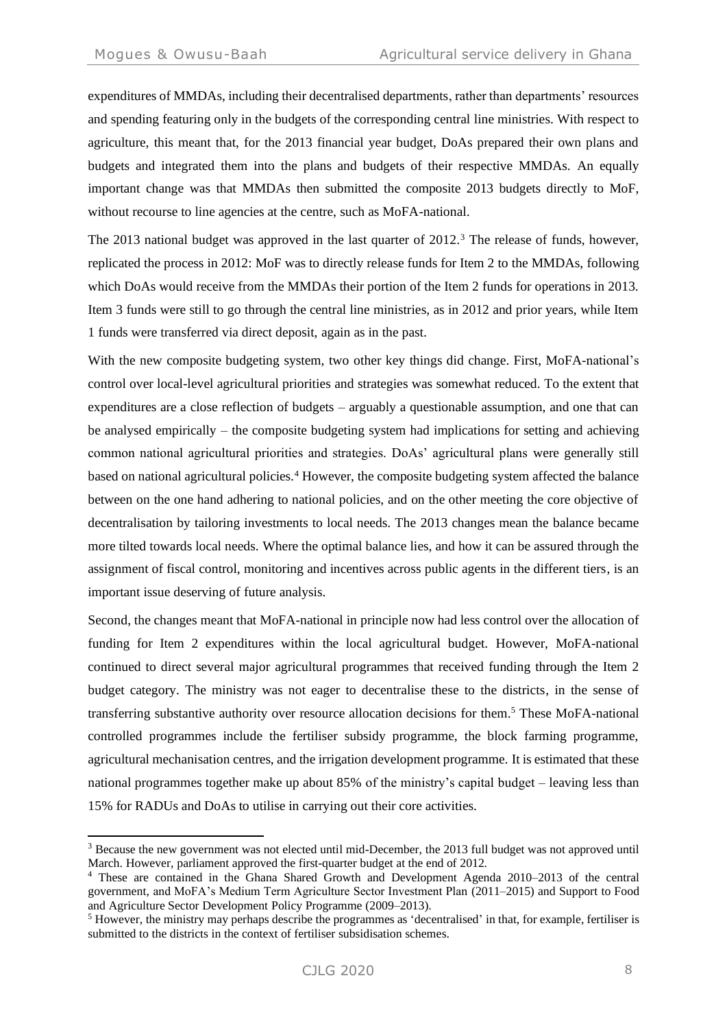expenditures of MMDAs, including their decentralised departments, rather than departments' resources and spending featuring only in the budgets of the corresponding central line ministries. With respect to agriculture, this meant that, for the 2013 financial year budget, DoAs prepared their own plans and budgets and integrated them into the plans and budgets of their respective MMDAs. An equally important change was that MMDAs then submitted the composite 2013 budgets directly to MoF, without recourse to line agencies at the centre, such as MoFA-national.

The 2013 national budget was approved in the last quarter of 2012.[3] The release of funds, however, replicated the process in 2012: MoF was to directly release funds for Item 2 to the MMDAs, following which DoAs would receive from the MMDAs their portion of the Item 2 funds for operations in 2013. Item 3 funds were still to go through the central line ministries, as in 2012 and prior years, while Item 1 funds were transferred via direct deposit, again as in the past.

With the new composite budgeting system, two other key things did change. First, MoFA-national's control over local-level agricultural priorities and strategies was somewhat reduced. To the extent that expenditures are a close reflection of budgets – arguably a questionable assumption, and one that can be analysed empirically – the composite budgeting system had implications for setting and achieving common national agricultural priorities and strategies. DoAs' agricultural plans were generally still based on national agricultural policies.[4] However, the composite budgeting system affected the balance between on the one hand adhering to national policies, and on the other meeting the core objective of decentralisation by tailoring investments to local needs. The 2013 changes mean the balance became more tilted towards local needs. Where the optimal balance lies, and how it can be assured through the assignment of fiscal control, monitoring and incentives across public agents in the different tiers, is an important issue deserving of future analysis.

Second, the changes meant that MoFA-national in principle now had less control over the allocation of funding for Item 2 expenditures within the local agricultural budget. However, MoFA-national continued to direct several major agricultural programmes that received funding through the Item 2 budget category. The ministry was not eager to decentralise these to the districts, in the sense of transferring substantive authority over resource allocation decisions for them.[5] These MoFA-national controlled programmes include the fertiliser subsidy programme, the block farming programme, agricultural mechanisation centres, and the irrigation development programme. It is estimated that these national programmes together make up about 85% of the ministry's capital budget – leaving less than 15% for RADUs and DoAs to utilise in carrying out their core activities.

[3] Because the new government was not elected until mid-December, the 2013 full budget was not approved until March. However, parliament approved the first-quarter budget at the end of 2012.

[4] These are contained in the Ghana Shared Growth and Development Agenda 2010–2013 of the central government, and MoFA's Medium Term Agriculture Sector Investment Plan (2011–2015) and Support to Food and Agriculture Sector Development Policy Programme (2009–2013).

[5] However, the ministry may perhaps describe the programmes as 'decentralised' in that, for example, fertiliser is submitted to the districts in the context of fertiliser subsidisation schemes.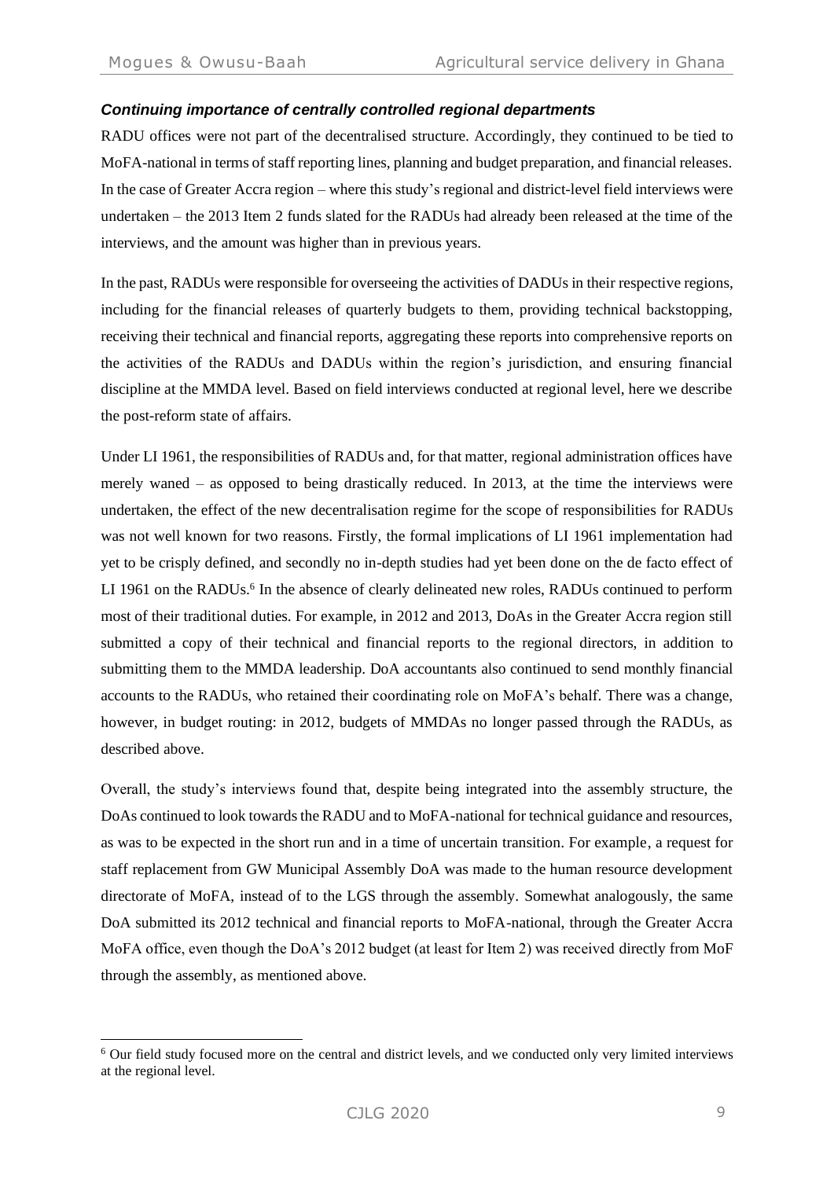### *Continuing importance of centrally controlled regional departments*

RADU offices were not part of the decentralised structure. Accordingly, they continued to be tied to MoFA-national in terms of staff reporting lines, planning and budget preparation, and financial releases. In the case of Greater Accra region – where this study's regional and district-level field interviews were undertaken – the 2013 Item 2 funds slated for the RADUs had already been released at the time of the interviews, and the amount was higher than in previous years.

In the past, RADUs were responsible for overseeing the activities of DADUs in their respective regions, including for the financial releases of quarterly budgets to them, providing technical backstopping, receiving their technical and financial reports, aggregating these reports into comprehensive reports on the activities of the RADUs and DADUs within the region's jurisdiction, and ensuring financial discipline at the MMDA level. Based on field interviews conducted at regional level, here we describe the post-reform state of affairs.

Under LI 1961, the responsibilities of RADUs and, for that matter, regional administration offices have merely waned – as opposed to being drastically reduced. In 2013, at the time the interviews were undertaken, the effect of the new decentralisation regime for the scope of responsibilities for RADUs was not well known for two reasons. Firstly, the formal implications of LI 1961 implementation had yet to be crisply defined, and secondly no in-depth studies had yet been done on the de facto effect of LI 1961 on the RADUs.[6] In the absence of clearly delineated new roles, RADUs continued to perform most of their traditional duties. For example, in 2012 and 2013, DoAs in the Greater Accra region still submitted a copy of their technical and financial reports to the regional directors, in addition to submitting them to the MMDA leadership. DoA accountants also continued to send monthly financial accounts to the RADUs, who retained their coordinating role on MoFA's behalf. There was a change, however, in budget routing: in 2012, budgets of MMDAs no longer passed through the RADUs, as described above.

Overall, the study's interviews found that, despite being integrated into the assembly structure, the DoAs continued to look towards the RADU and to MoFA-national for technical guidance and resources, as was to be expected in the short run and in a time of uncertain transition. For example, a request for staff replacement from GW Municipal Assembly DoA was made to the human resource development directorate of MoFA, instead of to the LGS through the assembly. Somewhat analogously, the same DoA submitted its 2012 technical and financial reports to MoFA-national, through the Greater Accra MoFA office, even though the DoA's 2012 budget (at least for Item 2) was received directly from MoF through the assembly, as mentioned above.

[6] Our field study focused more on the central and district levels, and we conducted only very limited interviews at the regional level.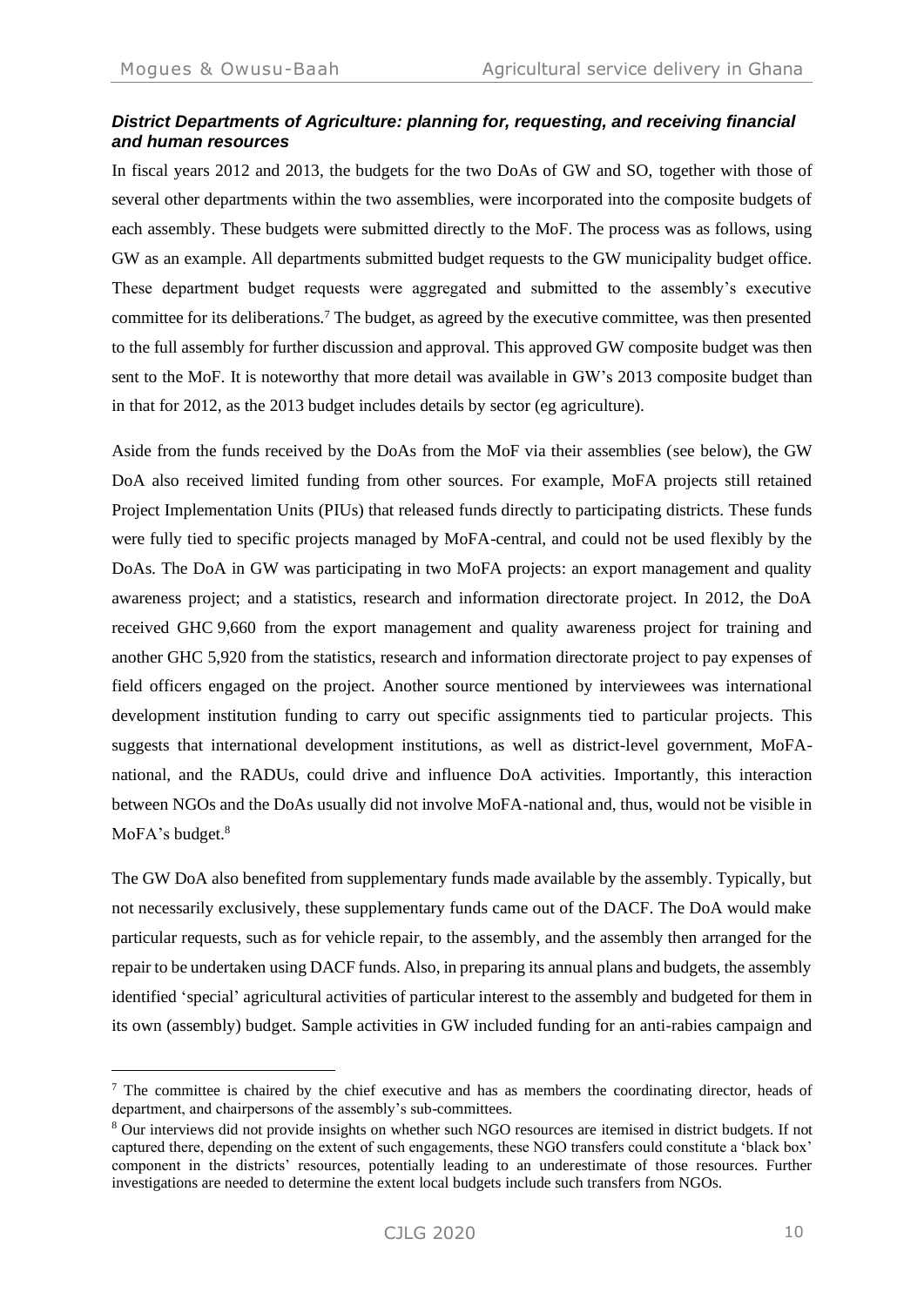### *District Departments of Agriculture: planning for, requesting, and receiving financial and human resources*

In fiscal years 2012 and 2013, the budgets for the two DoAs of GW and SO, together with those of several other departments within the two assemblies, were incorporated into the composite budgets of each assembly. These budgets were submitted directly to the MoF. The process was as follows, using GW as an example. All departments submitted budget requests to the GW municipality budget office. These department budget requests were aggregated and submitted to the assembly's executive committee for its deliberations.[7] The budget, as agreed by the executive committee, was then presented to the full assembly for further discussion and approval. This approved GW composite budget was then sent to the MoF. It is noteworthy that more detail was available in GW's 2013 composite budget than in that for 2012, as the 2013 budget includes details by sector (eg agriculture).

Aside from the funds received by the DoAs from the MoF via their assemblies (see below), the GW DoA also received limited funding from other sources. For example, MoFA projects still retained Project Implementation Units (PIUs) that released funds directly to participating districts. These funds were fully tied to specific projects managed by MoFA-central, and could not be used flexibly by the DoAs. The DoA in GW was participating in two MoFA projects: an export management and quality awareness project; and a statistics, research and information directorate project. In 2012, the DoA received GHC 9,660 from the export management and quality awareness project for training and another GHC 5,920 from the statistics, research and information directorate project to pay expenses of field officers engaged on the project. Another source mentioned by interviewees was international development institution funding to carry out specific assignments tied to particular projects. This suggests that international development institutions, as well as district-level government, MoFA-national, and the RADUs, could drive and influence DoA activities. Importantly, this interaction between NGOs and the DoAs usually did not involve MoFA-national and, thus, would not be visible in MoFA's budget.[8]

The GW DoA also benefited from supplementary funds made available by the assembly. Typically, but not necessarily exclusively, these supplementary funds came out of the DACF. The DoA would make particular requests, such as for vehicle repair, to the assembly, and the assembly then arranged for the repair to be undertaken using DACF funds. Also, in preparing its annual plans and budgets, the assembly identified 'special' agricultural activities of particular interest to the assembly and budgeted for them in its own (assembly) budget. Sample activities in GW included funding for an anti-rabies campaign and

---

[7] The committee is chaired by the chief executive and has as members the coordinating director, heads of department, and chairpersons of the assembly's sub-committees.

[8] Our interviews did not provide insights on whether such NGO resources are itemised in district budgets. If not captured there, depending on the extent of such engagements, these NGO transfers could constitute a 'black box' component in the districts' resources, potentially leading to an underestimate of those resources. Further investigations are needed to determine the extent local budgets include such transfers from NGOs.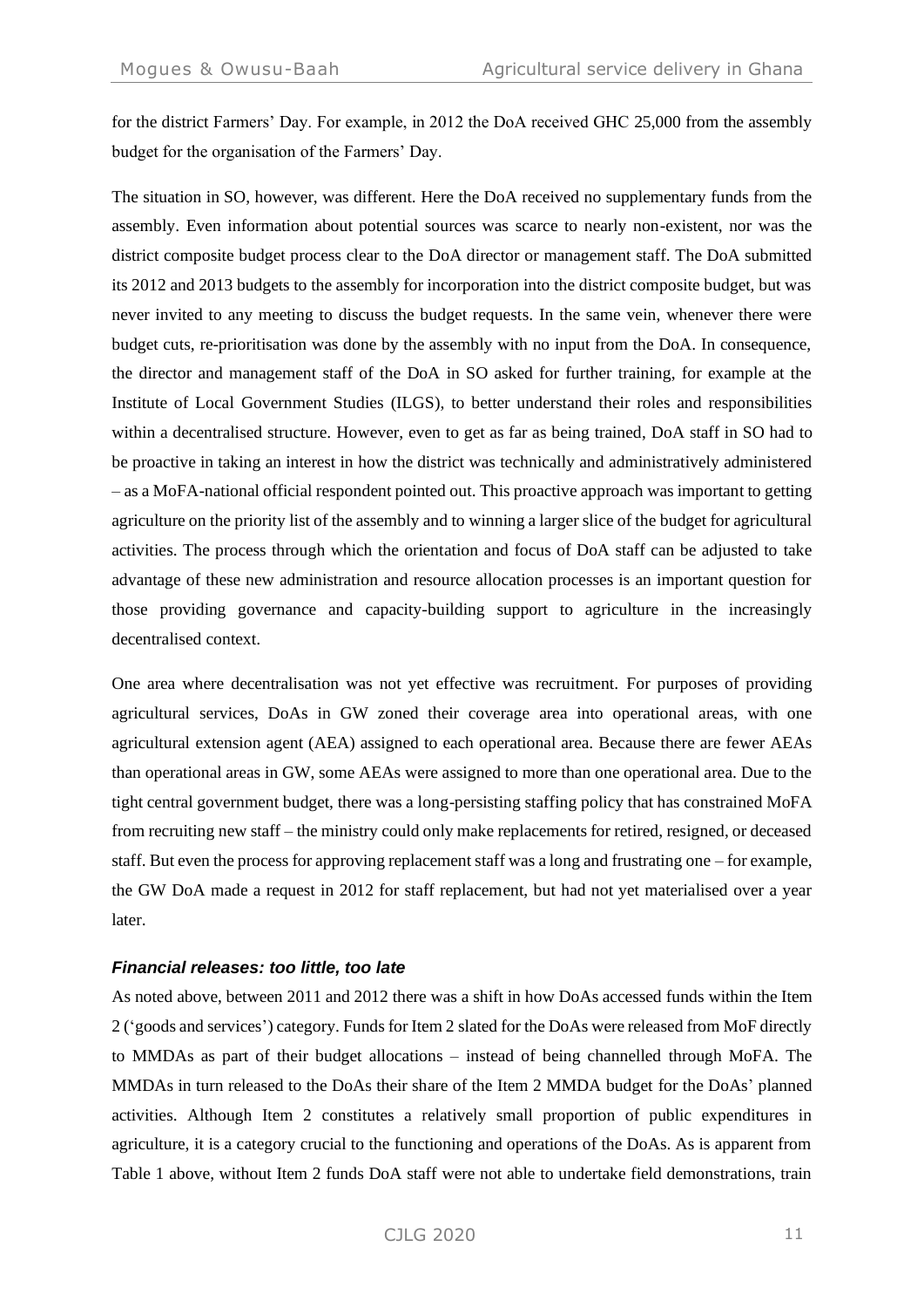for the district Farmers' Day. For example, in 2012 the DoA received GHC 25,000 from the assembly budget for the organisation of the Farmers' Day.

The situation in SO, however, was different. Here the DoA received no supplementary funds from the assembly. Even information about potential sources was scarce to nearly non-existent, nor was the district composite budget process clear to the DoA director or management staff. The DoA submitted its 2012 and 2013 budgets to the assembly for incorporation into the district composite budget, but was never invited to any meeting to discuss the budget requests. In the same vein, whenever there were budget cuts, re-prioritisation was done by the assembly with no input from the DoA. In consequence, the director and management staff of the DoA in SO asked for further training, for example at the Institute of Local Government Studies (ILGS), to better understand their roles and responsibilities within a decentralised structure. However, even to get as far as being trained, DoA staff in SO had to be proactive in taking an interest in how the district was technically and administratively administered – as a MoFA-national official respondent pointed out. This proactive approach was important to getting agriculture on the priority list of the assembly and to winning a larger slice of the budget for agricultural activities. The process through which the orientation and focus of DoA staff can be adjusted to take advantage of these new administration and resource allocation processes is an important question for those providing governance and capacity-building support to agriculture in the increasingly decentralised context.

One area where decentralisation was not yet effective was recruitment. For purposes of providing agricultural services, DoAs in GW zoned their coverage area into operational areas, with one agricultural extension agent (AEA) assigned to each operational area. Because there are fewer AEAs than operational areas in GW, some AEAs were assigned to more than one operational area. Due to the tight central government budget, there was a long-persisting staffing policy that has constrained MoFA from recruiting new staff – the ministry could only make replacements for retired, resigned, or deceased staff. But even the process for approving replacement staff was a long and frustrating one – for example, the GW DoA made a request in 2012 for staff replacement, but had not yet materialised over a year later.

### *Financial releases: too little, too late*

As noted above, between 2011 and 2012 there was a shift in how DoAs accessed funds within the Item 2 ('goods and services') category. Funds for Item 2 slated for the DoAs were released from MoF directly to MMDAs as part of their budget allocations – instead of being channelled through MoFA. The MMDAs in turn released to the DoAs their share of the Item 2 MMDA budget for the DoAs' planned activities. Although Item 2 constitutes a relatively small proportion of public expenditures in agriculture, it is a category crucial to the functioning and operations of the DoAs. As is apparent from Table 1 above, without Item 2 funds DoA staff were not able to undertake field demonstrations, train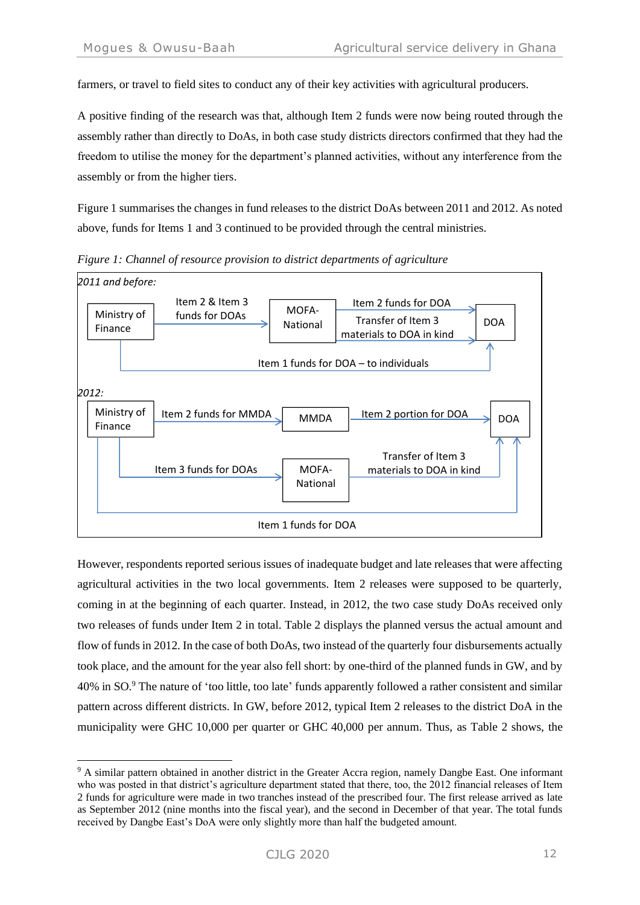farmers, or travel to field sites to conduct any of their key activities with agricultural producers.

A positive finding of the research was that, although Item 2 funds were now being routed through the assembly rather than directly to DoAs, in both case study districts directors confirmed that they had the freedom to utilise the money for the department's planned activities, without any interference from the assembly or from the higher tiers.

Figure 1 summarises the changes in fund releases to the district DoAs between 2011 and 2012. As noted above, funds for Items 1 and 3 continued to be provided through the central ministries.

*Figure 1: Channel of resource provision to district departments of agriculture*

*2011 and before:*

- Ministry of Finance → (Item 2 & Item 3 funds for DOAs) → MOFA-National
- MOFA-National → (Item 2 funds for DOA) → DOA
- MOFA-National → (Transfer of Item 3 materials to DOA in kind) → DOA
- Ministry of Finance → (Item 1 funds for DOA – to individuals) → DOA

*2012:*

- Ministry of Finance → (Item 2 funds for MMDA) → MMDA
- MMDA → (Item 2 portion for DOA) → DOA
- Ministry of Finance → (Item 3 funds for DOAs) → MOFA-National
- MOFA-National → (Transfer of Item 3 materials to DOA in kind) → DOA
- Ministry of Finance → (Item 1 funds for DOA) → DOA

However, respondents reported serious issues of inadequate budget and late releases that were affecting agricultural activities in the two local governments. Item 2 releases were supposed to be quarterly, coming in at the beginning of each quarter. Instead, in 2012, the two case study DoAs received only two releases of funds under Item 2 in total. Table 2 displays the planned versus the actual amount and flow of funds in 2012. In the case of both DoAs, two instead of the quarterly four disbursements actually took place, and the amount for the year also fell short: by one-third of the planned funds in GW, and by 40% in SO.[9] The nature of 'too little, too late' funds apparently followed a rather consistent and similar pattern across different districts. In GW, before 2012, typical Item 2 releases to the district DoA in the municipality were GHC 10,000 per quarter or GHC 40,000 per annum. Thus, as Table 2 shows, the

---

[9] A similar pattern obtained in another district in the Greater Accra region, namely Dangbe East. One informant who was posted in that district's agriculture department stated that there, too, the 2012 financial releases of Item 2 funds for agriculture were made in two tranches instead of the prescribed four. The first release arrived as late as September 2012 (nine months into the fiscal year), and the second in December of that year. The total funds received by Dangbe East's DoA were only slightly more than half the budgeted amount.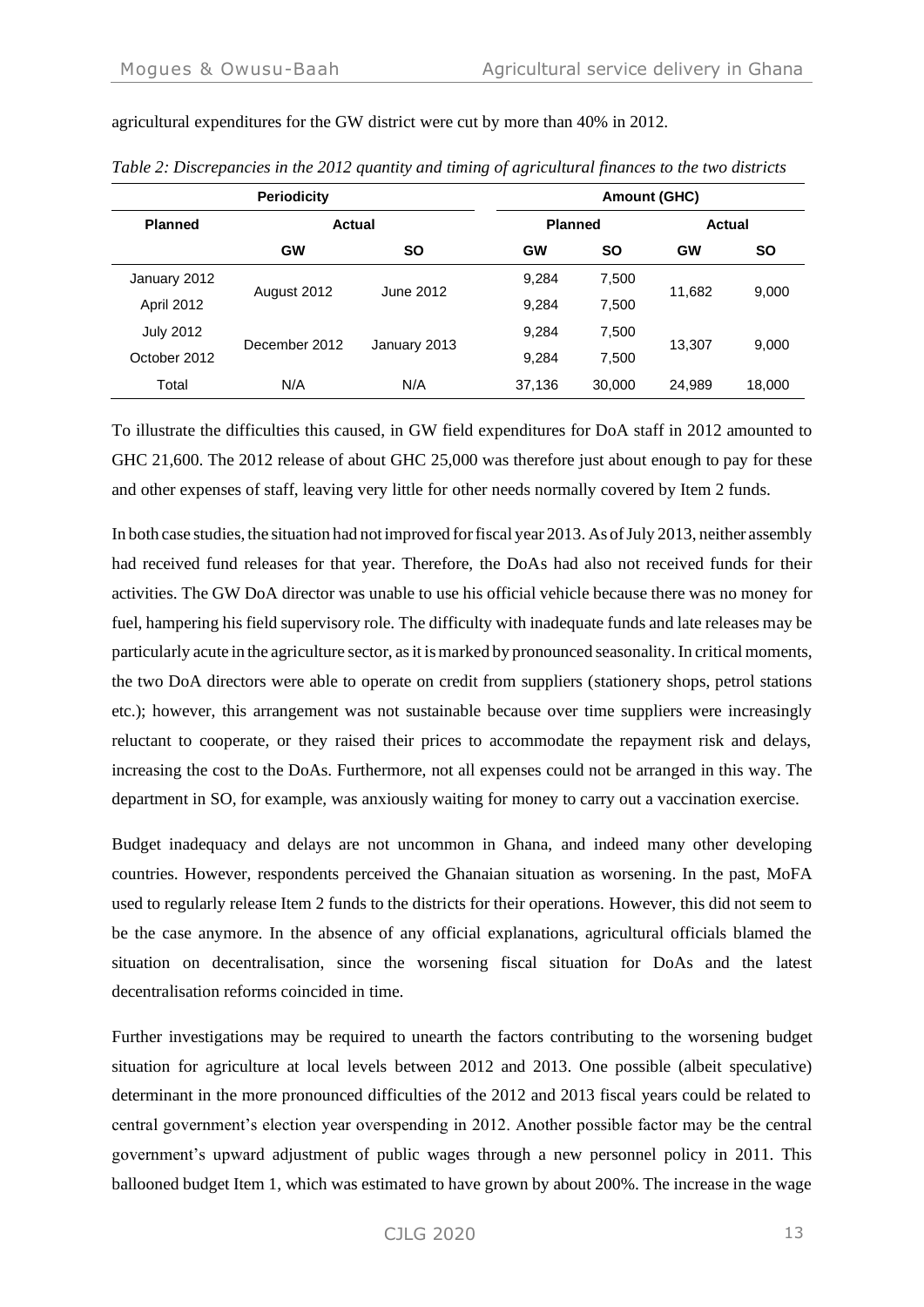agricultural expenditures for the GW district were cut by more than 40% in 2012.

*Table 2: Discrepancies in the 2012 quantity and timing of agricultural finances to the two districts*

| Periodicity | | | Amount (GHC) | | | |
|---|---|---|---|---|---|---|
| Planned | Actual | | Planned | | Actual | |
| | GW | SO | GW | SO | GW | SO |
| January 2012 | August 2012 | June 2012 | 9,284 | 7,500 | 11,682 | 9,000 |
| April 2012 | | | 9,284 | 7,500 | | |
| July 2012 | December 2012 | January 2013 | 9,284 | 7,500 | 13,307 | 9,000 |
| October 2012 | | | 9,284 | 7,500 | | |
| Total | N/A | N/A | 37,136 | 30,000 | 24,989 | 18,000 |

To illustrate the difficulties this caused, in GW field expenditures for DoA staff in 2012 amounted to GHC 21,600. The 2012 release of about GHC 25,000 was therefore just about enough to pay for these and other expenses of staff, leaving very little for other needs normally covered by Item 2 funds.

In both case studies, the situation had not improved for fiscal year 2013. As of July 2013, neither assembly had received fund releases for that year. Therefore, the DoAs had also not received funds for their activities. The GW DoA director was unable to use his official vehicle because there was no money for fuel, hampering his field supervisory role. The difficulty with inadequate funds and late releases may be particularly acute in the agriculture sector, as it is marked by pronounced seasonality. In critical moments, the two DoA directors were able to operate on credit from suppliers (stationery shops, petrol stations etc.); however, this arrangement was not sustainable because over time suppliers were increasingly reluctant to cooperate, or they raised their prices to accommodate the repayment risk and delays, increasing the cost to the DoAs. Furthermore, not all expenses could not be arranged in this way. The department in SO, for example, was anxiously waiting for money to carry out a vaccination exercise.

Budget inadequacy and delays are not uncommon in Ghana, and indeed many other developing countries. However, respondents perceived the Ghanaian situation as worsening. In the past, MoFA used to regularly release Item 2 funds to the districts for their operations. However, this did not seem to be the case anymore. In the absence of any official explanations, agricultural officials blamed the situation on decentralisation, since the worsening fiscal situation for DoAs and the latest decentralisation reforms coincided in time.

Further investigations may be required to unearth the factors contributing to the worsening budget situation for agriculture at local levels between 2012 and 2013. One possible (albeit speculative) determinant in the more pronounced difficulties of the 2012 and 2013 fiscal years could be related to central government's election year overspending in 2012. Another possible factor may be the central government's upward adjustment of public wages through a new personnel policy in 2011. This ballooned budget Item 1, which was estimated to have grown by about 200%. The increase in the wage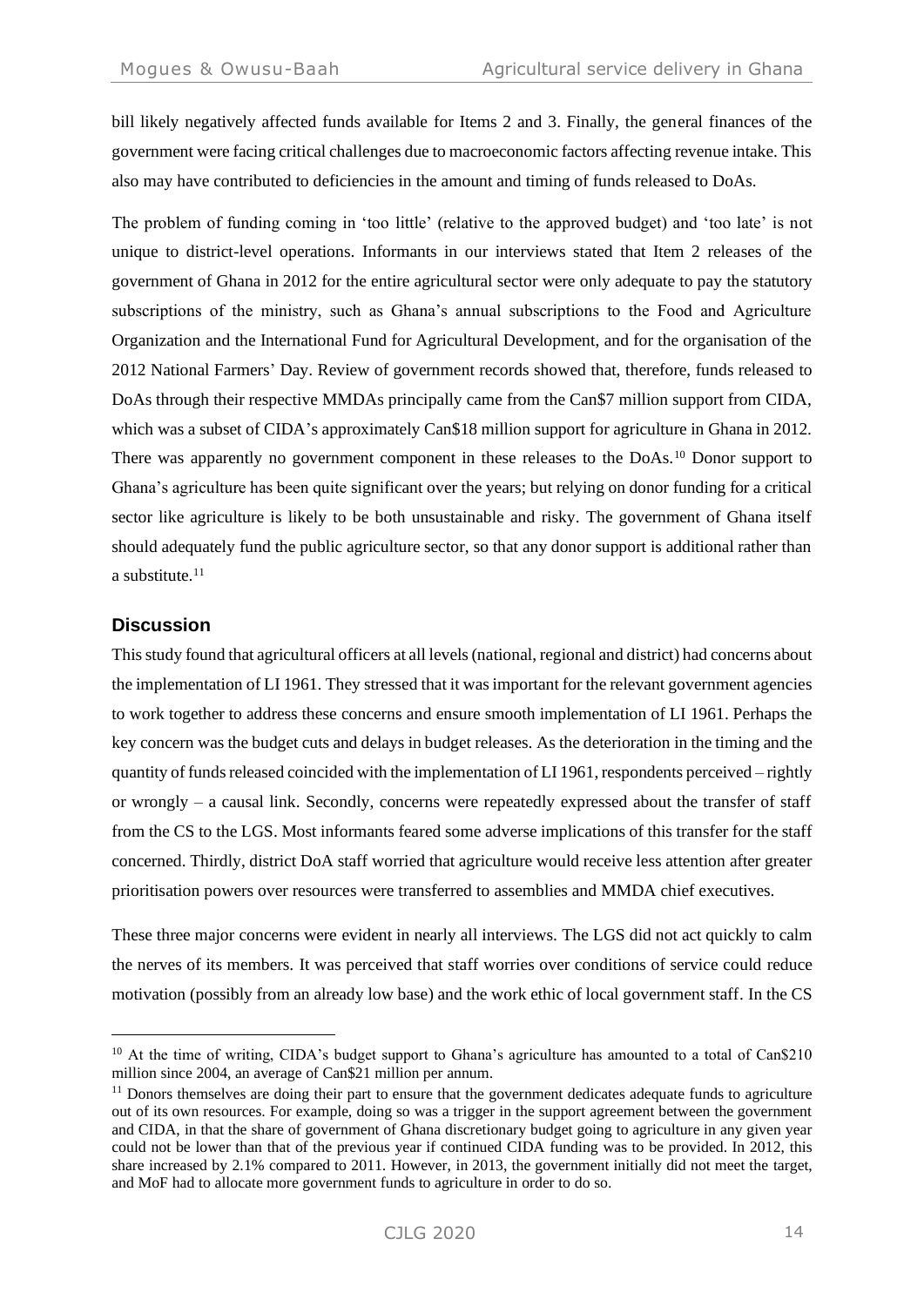bill likely negatively affected funds available for Items 2 and 3. Finally, the general finances of the government were facing critical challenges due to macroeconomic factors affecting revenue intake. This also may have contributed to deficiencies in the amount and timing of funds released to DoAs.

The problem of funding coming in 'too little' (relative to the approved budget) and 'too late' is not unique to district-level operations. Informants in our interviews stated that Item 2 releases of the government of Ghana in 2012 for the entire agricultural sector were only adequate to pay the statutory subscriptions of the ministry, such as Ghana's annual subscriptions to the Food and Agriculture Organization and the International Fund for Agricultural Development, and for the organisation of the 2012 National Farmers' Day. Review of government records showed that, therefore, funds released to DoAs through their respective MMDAs principally came from the Can$7 million support from CIDA, which was a subset of CIDA's approximately Can$18 million support for agriculture in Ghana in 2012. There was apparently no government component in these releases to the DoAs.[10] Donor support to Ghana's agriculture has been quite significant over the years; but relying on donor funding for a critical sector like agriculture is likely to be both unsustainable and risky. The government of Ghana itself should adequately fund the public agriculture sector, so that any donor support is additional rather than a substitute.[11]

## Discussion

This study found that agricultural officers at all levels (national, regional and district) had concerns about the implementation of LI 1961. They stressed that it was important for the relevant government agencies to work together to address these concerns and ensure smooth implementation of LI 1961. Perhaps the key concern was the budget cuts and delays in budget releases. As the deterioration in the timing and the quantity of funds released coincided with the implementation of LI 1961, respondents perceived – rightly or wrongly – a causal link. Secondly, concerns were repeatedly expressed about the transfer of staff from the CS to the LGS. Most informants feared some adverse implications of this transfer for the staff concerned. Thirdly, district DoA staff worried that agriculture would receive less attention after greater prioritisation powers over resources were transferred to assemblies and MMDA chief executives.

These three major concerns were evident in nearly all interviews. The LGS did not act quickly to calm the nerves of its members. It was perceived that staff worries over conditions of service could reduce motivation (possibly from an already low base) and the work ethic of local government staff. In the CS

---

[10] At the time of writing, CIDA's budget support to Ghana's agriculture has amounted to a total of Can$210 million since 2004, an average of Can$21 million per annum.

[11] Donors themselves are doing their part to ensure that the government dedicates adequate funds to agriculture out of its own resources. For example, doing so was a trigger in the support agreement between the government and CIDA, in that the share of government of Ghana discretionary budget going to agriculture in any given year could not be lower than that of the previous year if continued CIDA funding was to be provided. In 2012, this share increased by 2.1% compared to 2011. However, in 2013, the government initially did not meet the target, and MoF had to allocate more government funds to agriculture in order to do so.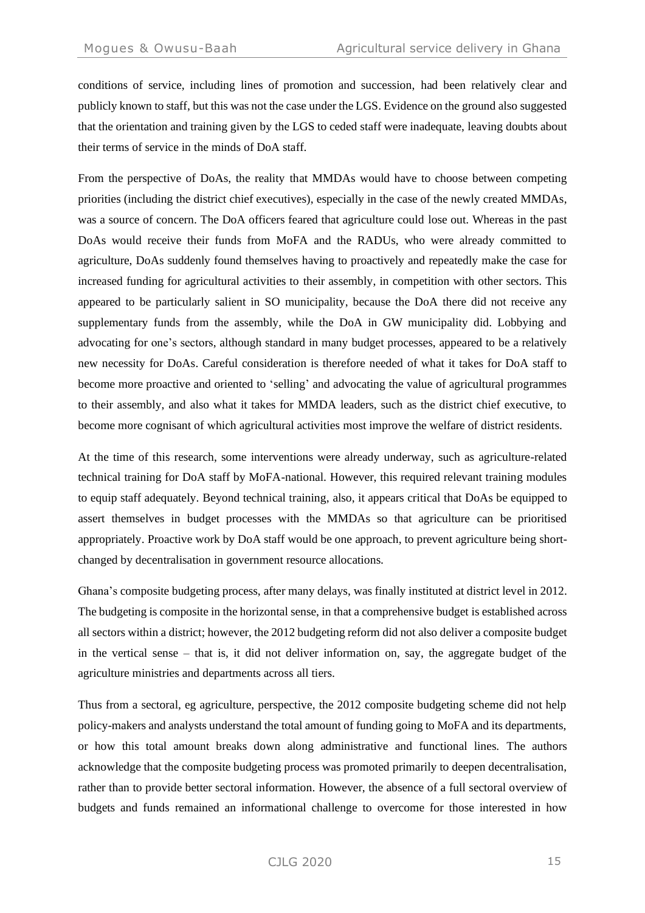conditions of service, including lines of promotion and succession, had been relatively clear and publicly known to staff, but this was not the case under the LGS. Evidence on the ground also suggested that the orientation and training given by the LGS to ceded staff were inadequate, leaving doubts about their terms of service in the minds of DoA staff.

From the perspective of DoAs, the reality that MMDAs would have to choose between competing priorities (including the district chief executives), especially in the case of the newly created MMDAs, was a source of concern. The DoA officers feared that agriculture could lose out. Whereas in the past DoAs would receive their funds from MoFA and the RADUs, who were already committed to agriculture, DoAs suddenly found themselves having to proactively and repeatedly make the case for increased funding for agricultural activities to their assembly, in competition with other sectors. This appeared to be particularly salient in SO municipality, because the DoA there did not receive any supplementary funds from the assembly, while the DoA in GW municipality did. Lobbying and advocating for one's sectors, although standard in many budget processes, appeared to be a relatively new necessity for DoAs. Careful consideration is therefore needed of what it takes for DoA staff to become more proactive and oriented to 'selling' and advocating the value of agricultural programmes to their assembly, and also what it takes for MMDA leaders, such as the district chief executive, to become more cognisant of which agricultural activities most improve the welfare of district residents.

At the time of this research, some interventions were already underway, such as agriculture-related technical training for DoA staff by MoFA-national. However, this required relevant training modules to equip staff adequately. Beyond technical training, also, it appears critical that DoAs be equipped to assert themselves in budget processes with the MMDAs so that agriculture can be prioritised appropriately. Proactive work by DoA staff would be one approach, to prevent agriculture being short-changed by decentralisation in government resource allocations.

Ghana's composite budgeting process, after many delays, was finally instituted at district level in 2012. The budgeting is composite in the horizontal sense, in that a comprehensive budget is established across all sectors within a district; however, the 2012 budgeting reform did not also deliver a composite budget in the vertical sense – that is, it did not deliver information on, say, the aggregate budget of the agriculture ministries and departments across all tiers.

Thus from a sectoral, eg agriculture, perspective, the 2012 composite budgeting scheme did not help policy-makers and analysts understand the total amount of funding going to MoFA and its departments, or how this total amount breaks down along administrative and functional lines. The authors acknowledge that the composite budgeting process was promoted primarily to deepen decentralisation, rather than to provide better sectoral information. However, the absence of a full sectoral overview of budgets and funds remained an informational challenge to overcome for those interested in how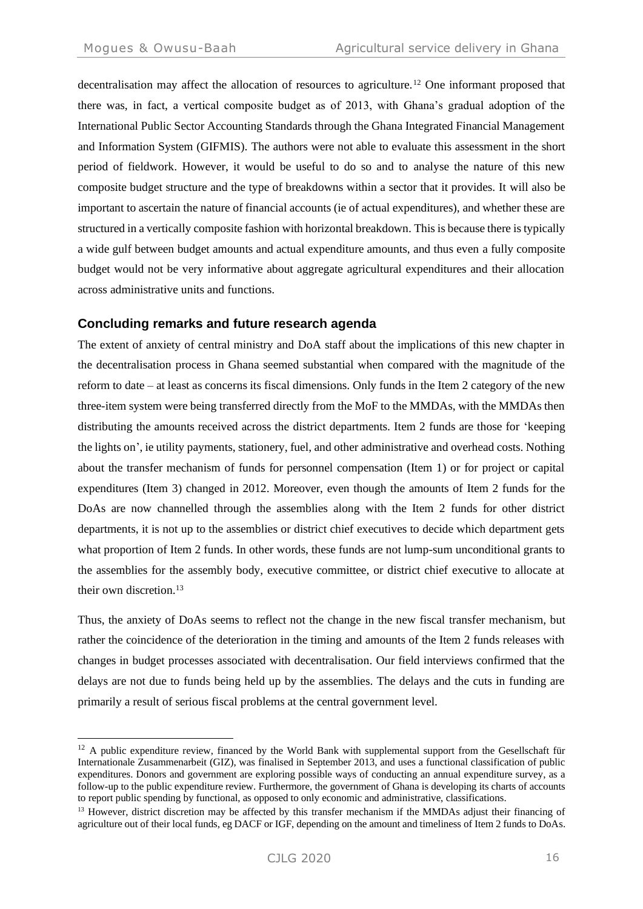decentralisation may affect the allocation of resources to agriculture.[12] One informant proposed that there was, in fact, a vertical composite budget as of 2013, with Ghana's gradual adoption of the International Public Sector Accounting Standards through the Ghana Integrated Financial Management and Information System (GIFMIS). The authors were not able to evaluate this assessment in the short period of fieldwork. However, it would be useful to do so and to analyse the nature of this new composite budget structure and the type of breakdowns within a sector that it provides. It will also be important to ascertain the nature of financial accounts (ie of actual expenditures), and whether these are structured in a vertically composite fashion with horizontal breakdown. This is because there is typically a wide gulf between budget amounts and actual expenditure amounts, and thus even a fully composite budget would not be very informative about aggregate agricultural expenditures and their allocation across administrative units and functions.

## Concluding remarks and future research agenda

The extent of anxiety of central ministry and DoA staff about the implications of this new chapter in the decentralisation process in Ghana seemed substantial when compared with the magnitude of the reform to date – at least as concerns its fiscal dimensions. Only funds in the Item 2 category of the new three-item system were being transferred directly from the MoF to the MMDAs, with the MMDAs then distributing the amounts received across the district departments. Item 2 funds are those for 'keeping the lights on', ie utility payments, stationery, fuel, and other administrative and overhead costs. Nothing about the transfer mechanism of funds for personnel compensation (Item 1) or for project or capital expenditures (Item 3) changed in 2012. Moreover, even though the amounts of Item 2 funds for the DoAs are now channelled through the assemblies along with the Item 2 funds for other district departments, it is not up to the assemblies or district chief executives to decide which department gets what proportion of Item 2 funds. In other words, these funds are not lump-sum unconditional grants to the assemblies for the assembly body, executive committee, or district chief executive to allocate at their own discretion.[13]

Thus, the anxiety of DoAs seems to reflect not the change in the new fiscal transfer mechanism, but rather the coincidence of the deterioration in the timing and amounts of the Item 2 funds releases with changes in budget processes associated with decentralisation. Our field interviews confirmed that the delays are not due to funds being held up by the assemblies. The delays and the cuts in funding are primarily a result of serious fiscal problems at the central government level.

[12] A public expenditure review, financed by the World Bank with supplemental support from the Gesellschaft für Internationale Zusammenarbeit (GIZ), was finalised in September 2013, and uses a functional classification of public expenditures. Donors and government are exploring possible ways of conducting an annual expenditure survey, as a follow-up to the public expenditure review. Furthermore, the government of Ghana is developing its charts of accounts to report public spending by functional, as opposed to only economic and administrative, classifications.

[13] However, district discretion may be affected by this transfer mechanism if the MMDAs adjust their financing of agriculture out of their local funds, eg DACF or IGF, depending on the amount and timeliness of Item 2 funds to DoAs.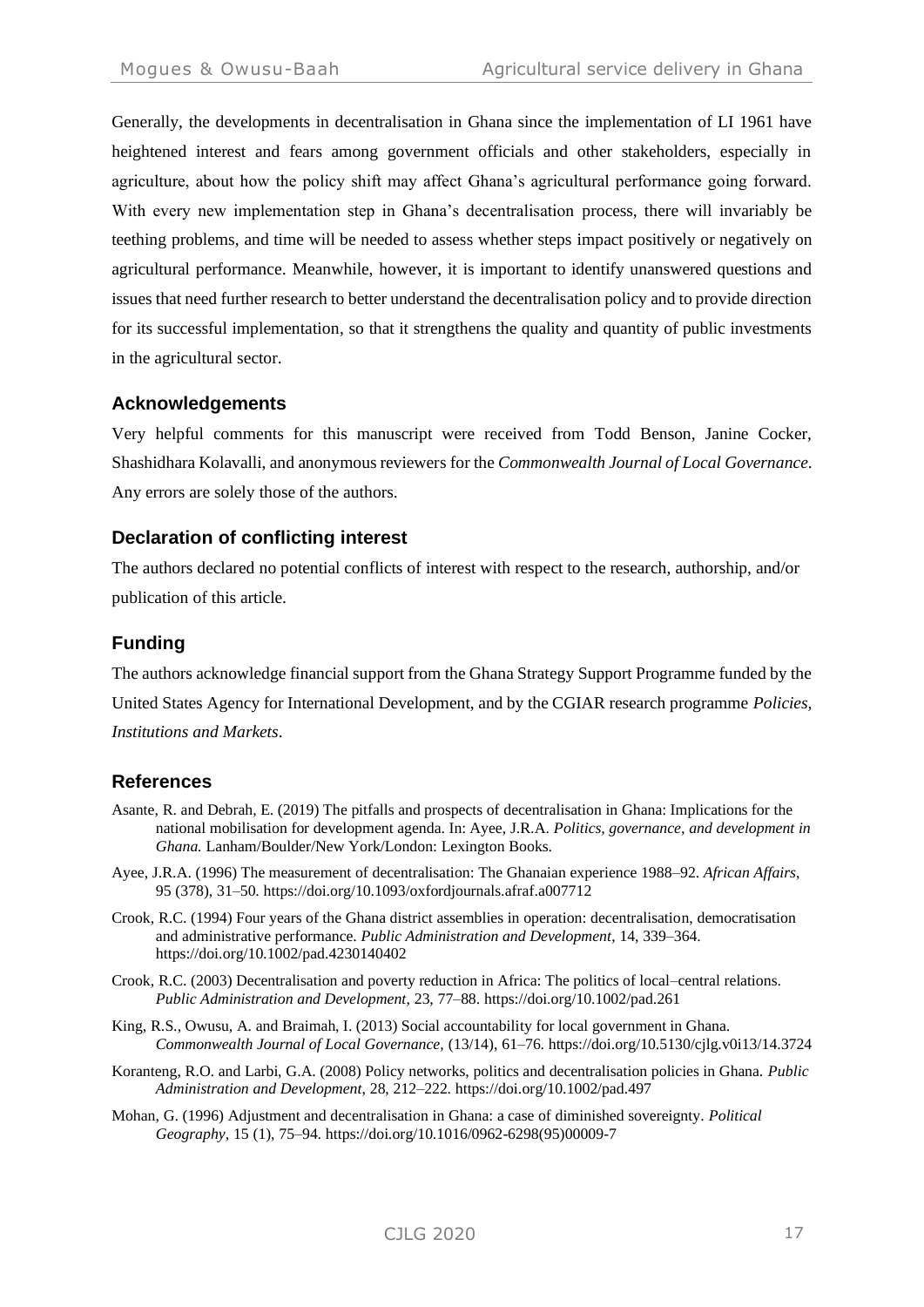Generally, the developments in decentralisation in Ghana since the implementation of LI 1961 have heightened interest and fears among government officials and other stakeholders, especially in agriculture, about how the policy shift may affect Ghana's agricultural performance going forward. With every new implementation step in Ghana's decentralisation process, there will invariably be teething problems, and time will be needed to assess whether steps impact positively or negatively on agricultural performance. Meanwhile, however, it is important to identify unanswered questions and issues that need further research to better understand the decentralisation policy and to provide direction for its successful implementation, so that it strengthens the quality and quantity of public investments in the agricultural sector.

## Acknowledgements

Very helpful comments for this manuscript were received from Todd Benson, Janine Cocker, Shashidhara Kolavalli, and anonymous reviewers for the *Commonwealth Journal of Local Governance*. Any errors are solely those of the authors.

## Declaration of conflicting interest

The authors declared no potential conflicts of interest with respect to the research, authorship, and/or publication of this article.

## Funding

The authors acknowledge financial support from the Ghana Strategy Support Programme funded by the United States Agency for International Development, and by the CGIAR research programme *Policies, Institutions and Markets*.

## References

Asante, R. and Debrah, E. (2019) The pitfalls and prospects of decentralisation in Ghana: Implications for the national mobilisation for development agenda. In: Ayee, J.R.A. *Politics, governance, and development in Ghana.* Lanham/Boulder/New York/London: Lexington Books.

Ayee, J.R.A. (1996) The measurement of decentralisation: The Ghanaian experience 1988–92. *African Affairs*, 95 (378), 31–50. https://doi.org/10.1093/oxfordjournals.afraf.a007712

Crook, R.C. (1994) Four years of the Ghana district assemblies in operation: decentralisation, democratisation and administrative performance. *Public Administration and Development*, 14, 339–364. https://doi.org/10.1002/pad.4230140402

Crook, R.C. (2003) Decentralisation and poverty reduction in Africa: The politics of local–central relations. *Public Administration and Development*, 23, 77–88. https://doi.org/10.1002/pad.261

King, R.S., Owusu, A. and Braimah, I. (2013) Social accountability for local government in Ghana. *Commonwealth Journal of Local Governance*, (13/14), 61–76. https://doi.org/10.5130/cjlg.v0i13/14.3724

Koranteng, R.O. and Larbi, G.A. (2008) Policy networks, politics and decentralisation policies in Ghana. *Public Administration and Development*, 28, 212–222. https://doi.org/10.1002/pad.497

Mohan, G. (1996) Adjustment and decentralisation in Ghana: a case of diminished sovereignty. *Political Geography*, 15 (1), 75–94. https://doi.org/10.1016/0962-6298(95)00009-7